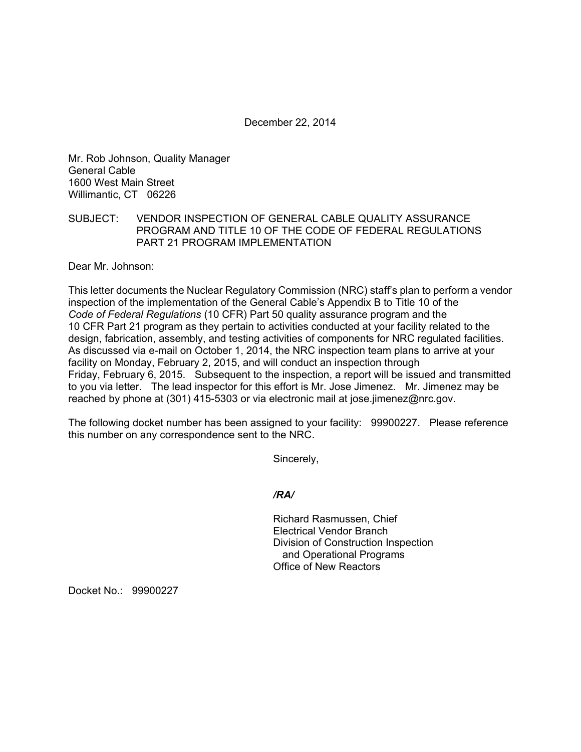December 22, 2014

Mr. Rob Johnson, Quality Manager
General Cable
1600 West Main Street
Willimantic, CT 06226

SUBJECT: VENDOR INSPECTION OF GENERAL CABLE QUALITY ASSURANCE PROGRAM AND TITLE 10 OF THE CODE OF FEDERAL REGULATIONS PART 21 PROGRAM IMPLEMENTATION

Dear Mr. Johnson:

This letter documents the Nuclear Regulatory Commission (NRC) staff's plan to perform a vendor inspection of the implementation of the General Cable's Appendix B to Title 10 of the *Code of Federal Regulations* (10 CFR) Part 50 quality assurance program and the 10 CFR Part 21 program as they pertain to activities conducted at your facility related to the design, fabrication, assembly, and testing activities of components for NRC regulated facilities. As discussed via e-mail on October 1, 2014, the NRC inspection team plans to arrive at your facility on Monday, February 2, 2015, and will conduct an inspection through Friday, February 6, 2015. Subsequent to the inspection, a report will be issued and transmitted to you via letter. The lead inspector for this effort is Mr. Jose Jimenez. Mr. Jimenez may be reached by phone at (301) 415-5303 or via electronic mail at jose.jimenez@nrc.gov.

The following docket number has been assigned to your facility: 99900227. Please reference this number on any correspondence sent to the NRC.

Sincerely,

***/RA/***

Richard Rasmussen, Chief
Electrical Vendor Branch
Division of Construction Inspection
and Operational Programs
Office of New Reactors

Docket No.: 99900227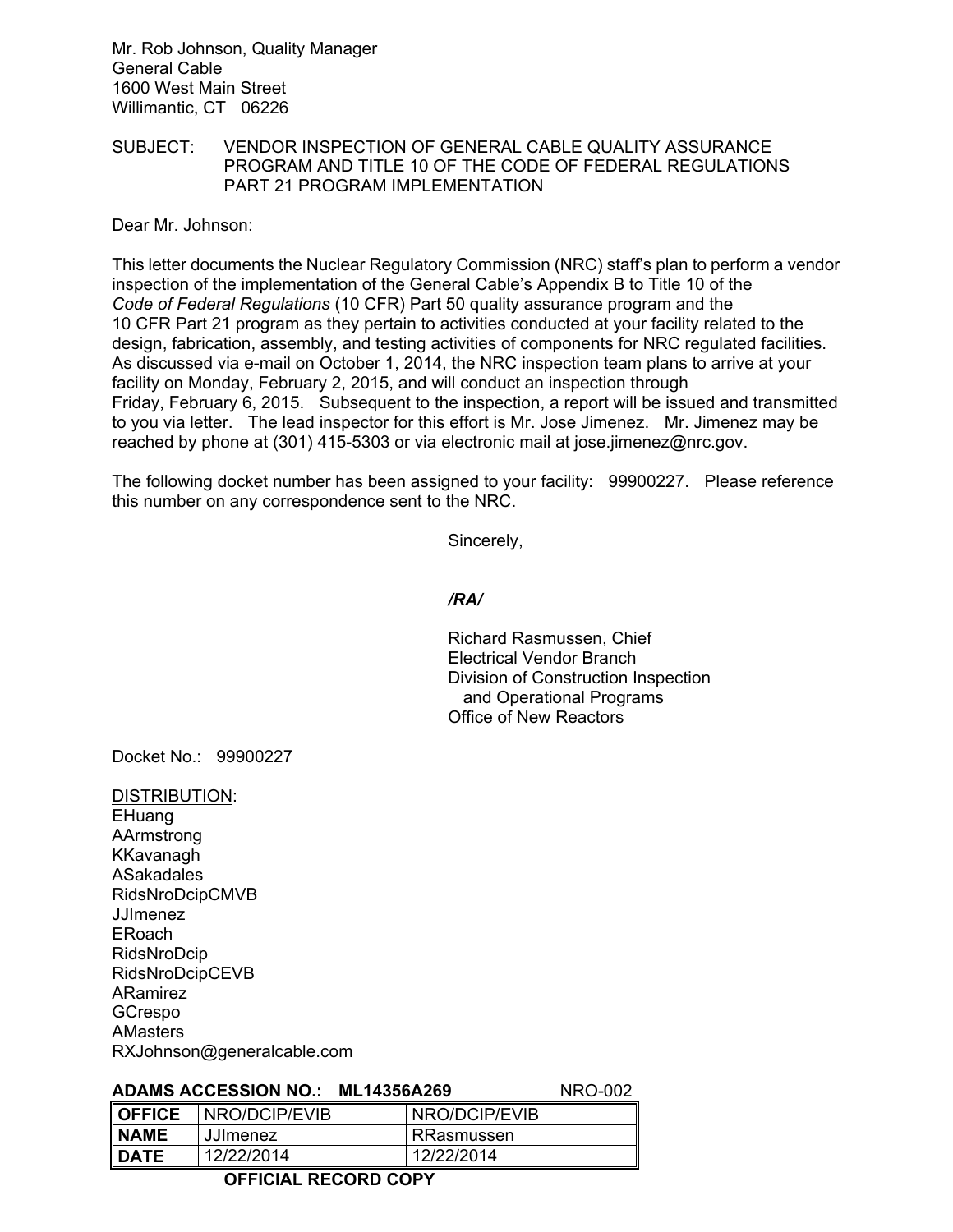Mr. Rob Johnson, Quality Manager
General Cable
1600 West Main Street
Willimantic, CT 06226

SUBJECT: VENDOR INSPECTION OF GENERAL CABLE QUALITY ASSURANCE PROGRAM AND TITLE 10 OF THE CODE OF FEDERAL REGULATIONS PART 21 PROGRAM IMPLEMENTATION

Dear Mr. Johnson:

This letter documents the Nuclear Regulatory Commission (NRC) staff's plan to perform a vendor inspection of the implementation of the General Cable's Appendix B to Title 10 of the *Code of Federal Regulations* (10 CFR) Part 50 quality assurance program and the 10 CFR Part 21 program as they pertain to activities conducted at your facility related to the design, fabrication, assembly, and testing activities of components for NRC regulated facilities. As discussed via e-mail on October 1, 2014, the NRC inspection team plans to arrive at your facility on Monday, February 2, 2015, and will conduct an inspection through Friday, February 6, 2015. Subsequent to the inspection, a report will be issued and transmitted to you via letter. The lead inspector for this effort is Mr. Jose Jimenez. Mr. Jimenez may be reached by phone at (301) 415-5303 or via electronic mail at jose.jimenez@nrc.gov.

The following docket number has been assigned to your facility: 99900227. Please reference this number on any correspondence sent to the NRC.

Sincerely,

*/RA/*

Richard Rasmussen, Chief
Electrical Vendor Branch
Division of Construction Inspection
and Operational Programs
Office of New Reactors

Docket No.: 99900227

DISTRIBUTION:
EHuang
AArmstrong
KKavanagh
ASakadales
RidsNroDcipCMVB
JJImenez
ERoach
RidsNroDcip
RidsNroDcipCEVB
ARamirez
GCrespo
AMasters
RXJohnson@generalcable.com

**ADAMS ACCESSION NO.: ML14356A269** NRO-002

| | | |
|---|---|---|
| **OFFICE** | NRO/DCIP/EVIB | NRO/DCIP/EVIB |
| **NAME** | JJImenez | RRasmussen |
| **DATE** | 12/22/2014 | 12/22/2014 |

**OFFICIAL RECORD COPY**